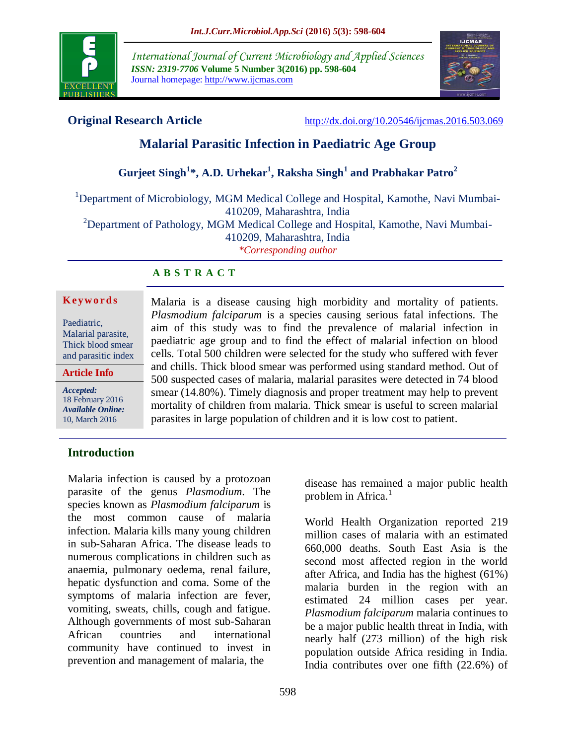**Original Research Article**

http://dx.doi.org/10.20546/ijcmas.2016.503.069

# Malarial Parasitic Infection in Paediatric Age Group

**Gurjeet Singh[1]*, A.D. Urhekar[1], Raksha Singh[1] and Prabhakar Patro[2]**

[1]Department of Microbiology, MGM Medical College and Hospital, Kamothe, Navi Mumbai-410209, Maharashtra, India

[2]Department of Pathology, MGM Medical College and Hospital, Kamothe, Navi Mumbai-410209, Maharashtra, India

*Corresponding author*

## ABSTRACT

**Keywords**

Paediatric, Malarial parasite, Thick blood smear and parasitic index

**Article Info**

*Accepted:* 18 February 2016

*Available Online:* 10, March 2016

Malaria is a disease causing high morbidity and mortality of patients. *Plasmodium falciparum* is a species causing serious fatal infections. The aim of this study was to find the prevalence of malarial infection in paediatric age group and to find the effect of malarial infection on blood cells. Total 500 children were selected for the study who suffered with fever and chills. Thick blood smear was performed using standard method. Out of 500 suspected cases of malaria, malarial parasites were detected in 74 blood smear (14.80%). Timely diagnosis and proper treatment may help to prevent mortality of children from malaria. Thick smear is useful to screen malarial parasites in large population of children and it is low cost to patient.

## Introduction

Malaria infection is caused by a protozoan parasite of the genus *Plasmodium*. The species known as *Plasmodium falciparum* is the most common cause of malaria infection. Malaria kills many young children in sub-Saharan Africa. The disease leads to numerous complications in children such as anaemia, pulmonary oedema, renal failure, hepatic dysfunction and coma. Some of the symptoms of malaria infection are fever, vomiting, sweats, chills, cough and fatigue. Although governments of most sub-Saharan African countries and international community have continued to invest in prevention and management of malaria, the disease has remained a major public health problem in Africa.[1]

World Health Organization reported 219 million cases of malaria with an estimated 660,000 deaths. South East Asia is the second most affected region in the world after Africa, and India has the highest (61%) malaria burden in the region with an estimated 24 million cases per year. *Plasmodium falciparum* malaria continues to be a major public health threat in India, with nearly half (273 million) of the high risk population outside Africa residing in India. India contributes over one fifth (22.6%) of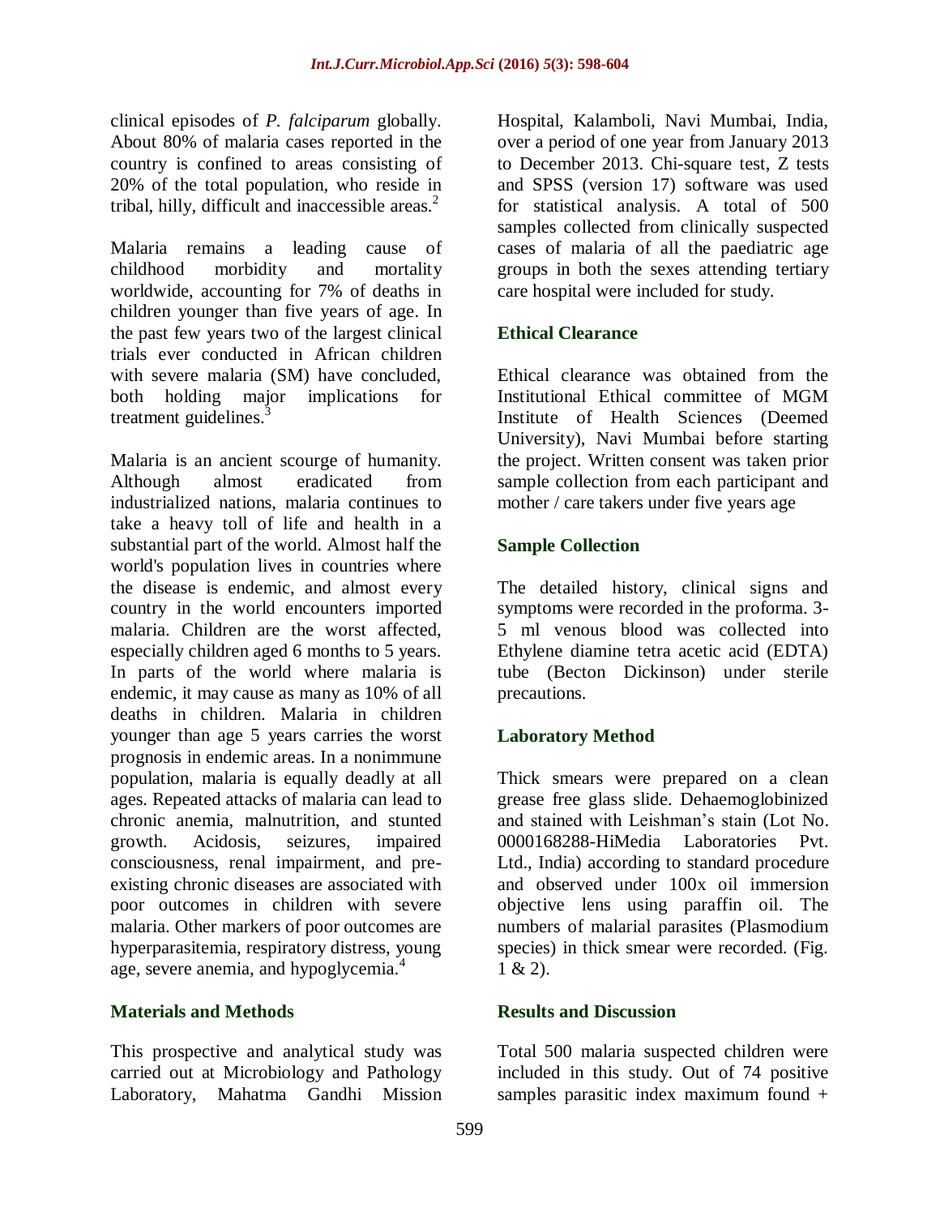clinical episodes of *P. falciparum* globally. About 80% of malaria cases reported in the country is confined to areas consisting of 20% of the total population, who reside in tribal, hilly, difficult and inaccessible areas.[2]

Malaria remains a leading cause of childhood morbidity and mortality worldwide, accounting for 7% of deaths in children younger than five years of age. In the past few years two of the largest clinical trials ever conducted in African children with severe malaria (SM) have concluded, both holding major implications for treatment guidelines.[3]

Malaria is an ancient scourge of humanity. Although almost eradicated from industrialized nations, malaria continues to take a heavy toll of life and health in a substantial part of the world. Almost half the world's population lives in countries where the disease is endemic, and almost every country in the world encounters imported malaria. Children are the worst affected, especially children aged 6 months to 5 years. In parts of the world where malaria is endemic, it may cause as many as 10% of all deaths in children. Malaria in children younger than age 5 years carries the worst prognosis in endemic areas. In a nonimmune population, malaria is equally deadly at all ages. Repeated attacks of malaria can lead to chronic anemia, malnutrition, and stunted growth. Acidosis, seizures, impaired consciousness, renal impairment, and pre-existing chronic diseases are associated with poor outcomes in children with severe malaria. Other markers of poor outcomes are hyperparasitemia, respiratory distress, young age, severe anemia, and hypoglycemia.[4]

## Materials and Methods

This prospective and analytical study was carried out at Microbiology and Pathology Laboratory, Mahatma Gandhi Mission Hospital, Kalamboli, Navi Mumbai, India, over a period of one year from January 2013 to December 2013. Chi-square test, Z tests and SPSS (version 17) software was used for statistical analysis. A total of 500 samples collected from clinically suspected cases of malaria of all the paediatric age groups in both the sexes attending tertiary care hospital were included for study.

### Ethical Clearance

Ethical clearance was obtained from the Institutional Ethical committee of MGM Institute of Health Sciences (Deemed University), Navi Mumbai before starting the project. Written consent was taken prior sample collection from each participant and mother / care takers under five years age

### Sample Collection

The detailed history, clinical signs and symptoms were recorded in the proforma. 3-5 ml venous blood was collected into Ethylene diamine tetra acetic acid (EDTA) tube (Becton Dickinson) under sterile precautions.

### Laboratory Method

Thick smears were prepared on a clean grease free glass slide. Dehaemoglobinized and stained with Leishman's stain (Lot No. 0000168288-HiMedia Laboratories Pvt. Ltd., India) according to standard procedure and observed under 100x oil immersion objective lens using paraffin oil. The numbers of malarial parasites (Plasmodium species) in thick smear were recorded. (Fig. 1 & 2).

## Results and Discussion

Total 500 malaria suspected children were included in this study. Out of 74 positive samples parasitic index maximum found +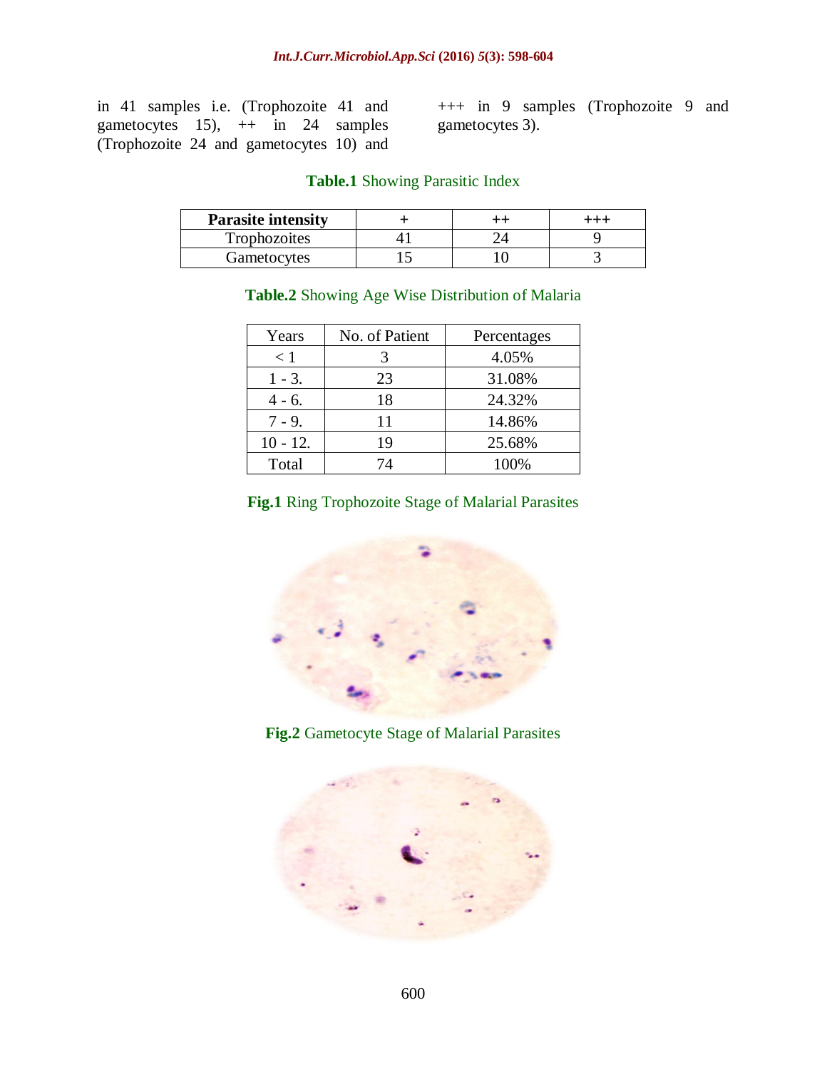in 41 samples i.e. (Trophozoite 41 and gametocytes 15), ++ in 24 samples (Trophozoite 24 and gametocytes 10) and +++ in 9 samples (Trophozoite 9 and gametocytes 3).

**Table.1** Showing Parasitic Index

| **Parasite intensity** | + | ++ | +++ |
|---|---|---|---|
| Trophozoites | 41 | 24 | 9 |
| Gametocytes | 15 | 10 | 3 |

**Table.2** Showing Age Wise Distribution of Malaria

| Years | No. of Patient | Percentages |
|---|---|---|
| < 1 | 3 | 4.05% |
| 1 - 3. | 23 | 31.08% |
| 4 - 6. | 18 | 24.32% |
| 7 - 9. | 11 | 14.86% |
| 10 - 12. | 19 | 25.68% |
| Total | 74 | 100% |

**Fig.1** Ring Trophozoite Stage of Malarial Parasites

**Fig.2** Gametocyte Stage of Malarial Parasites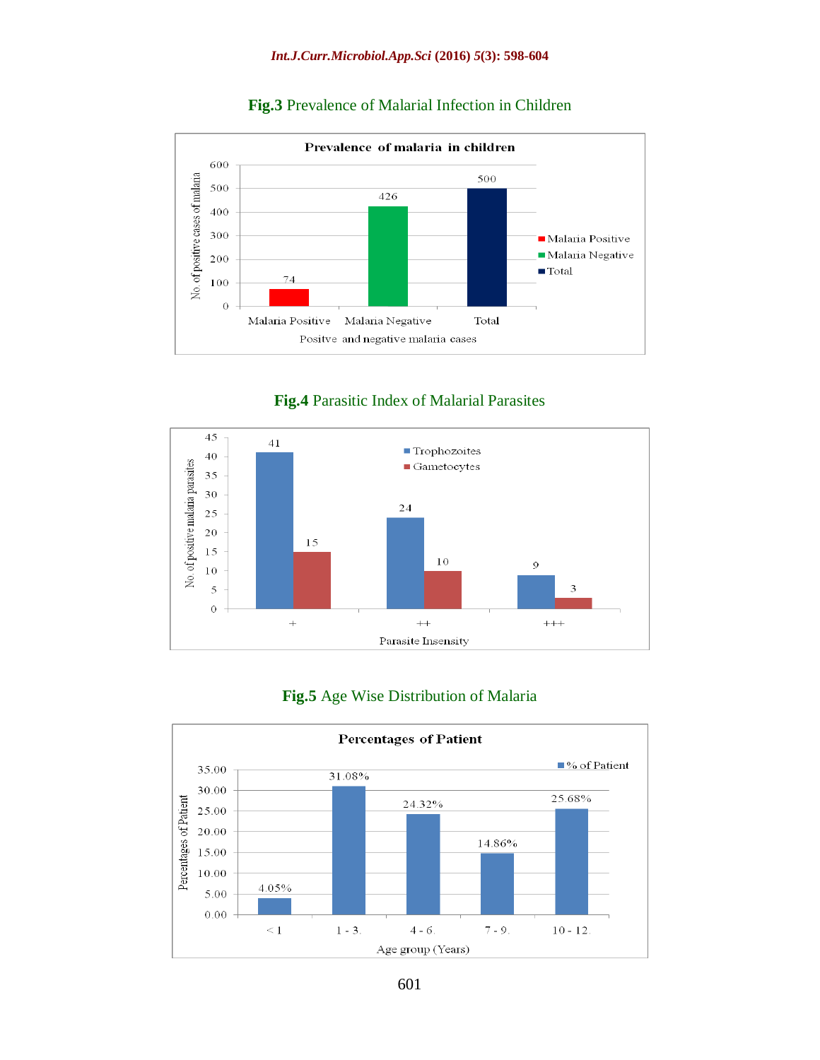**Fig.3** Prevalence of Malarial Infection in Children

**Fig.4** Parasitic Index of Malarial Parasites

**Fig.5** Age Wise Distribution of Malaria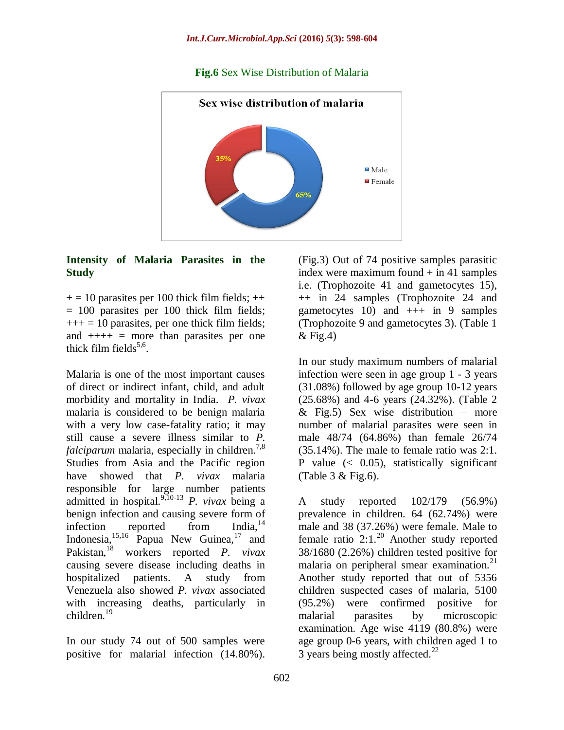**Fig.6** Sex Wise Distribution of Malaria

### Intensity of Malaria Parasites in the Study

+ = 10 parasites per 100 thick film fields; ++ = 100 parasites per 100 thick film fields; +++ = 10 parasites, per one thick film fields; and ++++ = more than parasites per one thick film fields[5,6].

Malaria is one of the most important causes of direct or indirect infant, child, and adult morbidity and mortality in India. *P. vivax* malaria is considered to be benign malaria with a very low case-fatality ratio; it may still cause a severe illness similar to *P. falciparum* malaria, especially in children.[7,8] Studies from Asia and the Pacific region have showed that *P. vivax* malaria responsible for large number patients admitted in hospital.[9,10-13] *P. vivax* being a benign infection and causing severe form of infection reported from India,[14] Indonesia,[15,16] Papua New Guinea,[17] and Pakistan,[18] workers reported *P. vivax* causing severe disease including deaths in hospitalized patients. A study from Venezuela also showed *P. vivax* associated with increasing deaths, particularly in children.[19]

In our study 74 out of 500 samples were positive for malarial infection (14.80%). (Fig.3) Out of 74 positive samples parasitic index were maximum found + in 41 samples i.e. (Trophozoite 41 and gametocytes 15), ++ in 24 samples (Trophozoite 24 and gametocytes 10) and +++ in 9 samples (Trophozoite 9 and gametocytes 3). (Table 1 & Fig.4)

In our study maximum numbers of malarial infection were seen in age group 1 - 3 years (31.08%) followed by age group 10-12 years (25.68%) and 4-6 years (24.32%). (Table 2 & Fig.5) Sex wise distribution – more number of malarial parasites were seen in male 48/74 (64.86%) than female 26/74 (35.14%). The male to female ratio was 2:1. P value ($< 0.05$), statistically significant (Table 3 & Fig.6).

A study reported 102/179 (56.9%) prevalence in children. 64 (62.74%) were male and 38 (37.26%) were female. Male to female ratio 2:1.[20] Another study reported 38/1680 (2.26%) children tested positive for malaria on peripheral smear examination.[21] Another study reported that out of 5356 children suspected cases of malaria, 5100 (95.2%) were confirmed positive for malarial parasites by microscopic examination. Age wise 4119 (80.8%) were age group 0-6 years, with children aged 1 to 3 years being mostly affected.[22]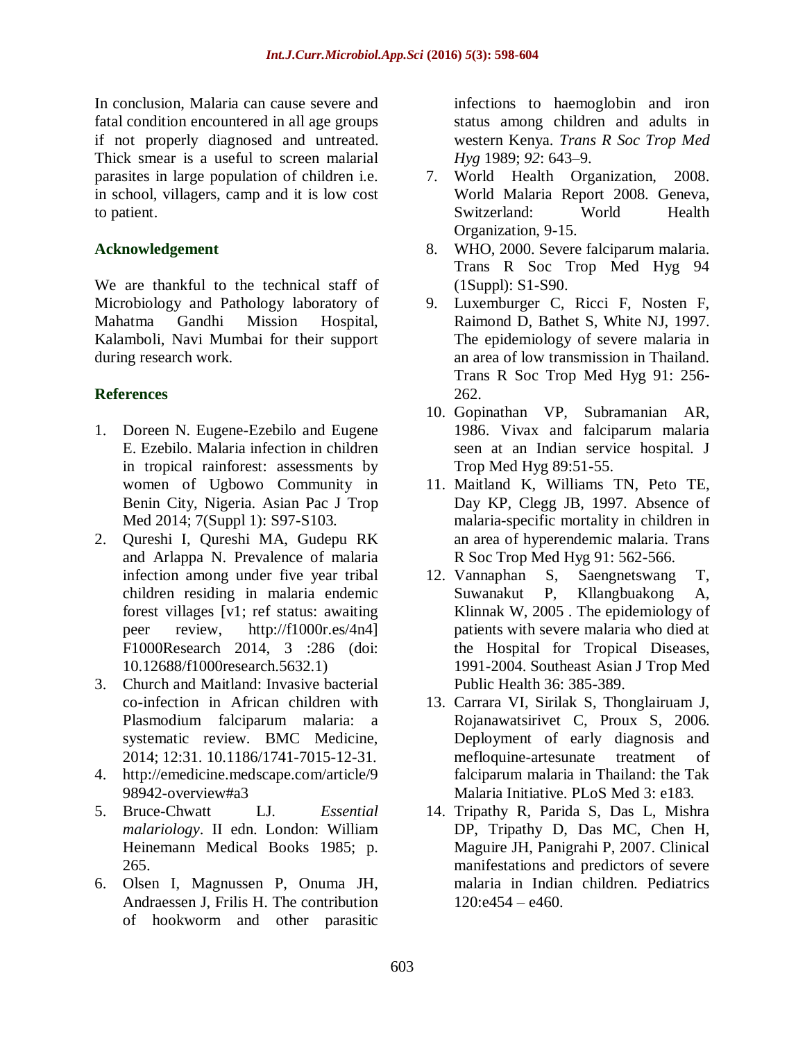In conclusion, Malaria can cause severe and fatal condition encountered in all age groups if not properly diagnosed and untreated. Thick smear is a useful to screen malarial parasites in large population of children i.e. in school, villagers, camp and it is low cost to patient.

## Acknowledgement

We are thankful to the technical staff of Microbiology and Pathology laboratory of Mahatma Gandhi Mission Hospital, Kalamboli, Navi Mumbai for their support during research work.

## References

1. Doreen N. Eugene-Ezebilo and Eugene E. Ezebilo. Malaria infection in children in tropical rainforest: assessments by women of Ugbowo Community in Benin City, Nigeria. Asian Pac J Trop Med 2014; 7(Suppl 1): S97-S103.
2. Qureshi I, Qureshi MA, Gudepu RK and Arlappa N. Prevalence of malaria infection among under five year tribal children residing in malaria endemic forest villages [v1; ref status: awaiting peer review, http://f1000r.es/4n4] F1000Research 2014, 3 :286 (doi: 10.12688/f1000research.5632.1)
3. Church and Maitland: Invasive bacterial co-infection in African children with Plasmodium falciparum malaria: a systematic review. BMC Medicine, 2014; 12:31. 10.1186/1741-7015-12-31.
4. http://emedicine.medscape.com/article/998942-overview#a3
5. Bruce-Chwatt LJ. *Essential malariology*. II edn. London: William Heinemann Medical Books 1985; p. 265.
6. Olsen I, Magnussen P, Onuma JH, Andraessen J, Frilis H. The contribution of hookworm and other parasitic infections to haemoglobin and iron status among children and adults in western Kenya. *Trans R Soc Trop Med Hyg* 1989; *92*: 643–9.
7. World Health Organization, 2008. World Malaria Report 2008. Geneva, Switzerland: World Health Organization, 9-15.
8. WHO, 2000. Severe falciparum malaria. Trans R Soc Trop Med Hyg 94 (1Suppl): S1-S90.
9. Luxemburger C, Ricci F, Nosten F, Raimond D, Bathet S, White NJ, 1997. The epidemiology of severe malaria in an area of low transmission in Thailand. Trans R Soc Trop Med Hyg 91: 256-262.
10. Gopinathan VP, Subramanian AR, 1986. Vivax and falciparum malaria seen at an Indian service hospital. J Trop Med Hyg 89:51-55.
11. Maitland K, Williams TN, Peto TE, Day KP, Clegg JB, 1997. Absence of malaria-specific mortality in children in an area of hyperendemic malaria. Trans R Soc Trop Med Hyg 91: 562-566.
12. Vannaphan S, Saengnetswang T, Suwanakut P, Kllangbuakong A, Klinnak W, 2005 . The epidemiology of patients with severe malaria who died at the Hospital for Tropical Diseases, 1991-2004. Southeast Asian J Trop Med Public Health 36: 385-389.
13. Carrara VI, Sirilak S, Thonglairuam J, Rojanawatsirivet C, Proux S, 2006. Deployment of early diagnosis and mefloquine-artesunate treatment of falciparum malaria in Thailand: the Tak Malaria Initiative. PLoS Med 3: e183.
14. Tripathy R, Parida S, Das L, Mishra DP, Tripathy D, Das MC, Chen H, Maguire JH, Panigrahi P, 2007. Clinical manifestations and predictors of severe malaria in Indian children. Pediatrics 120:e454 – e460.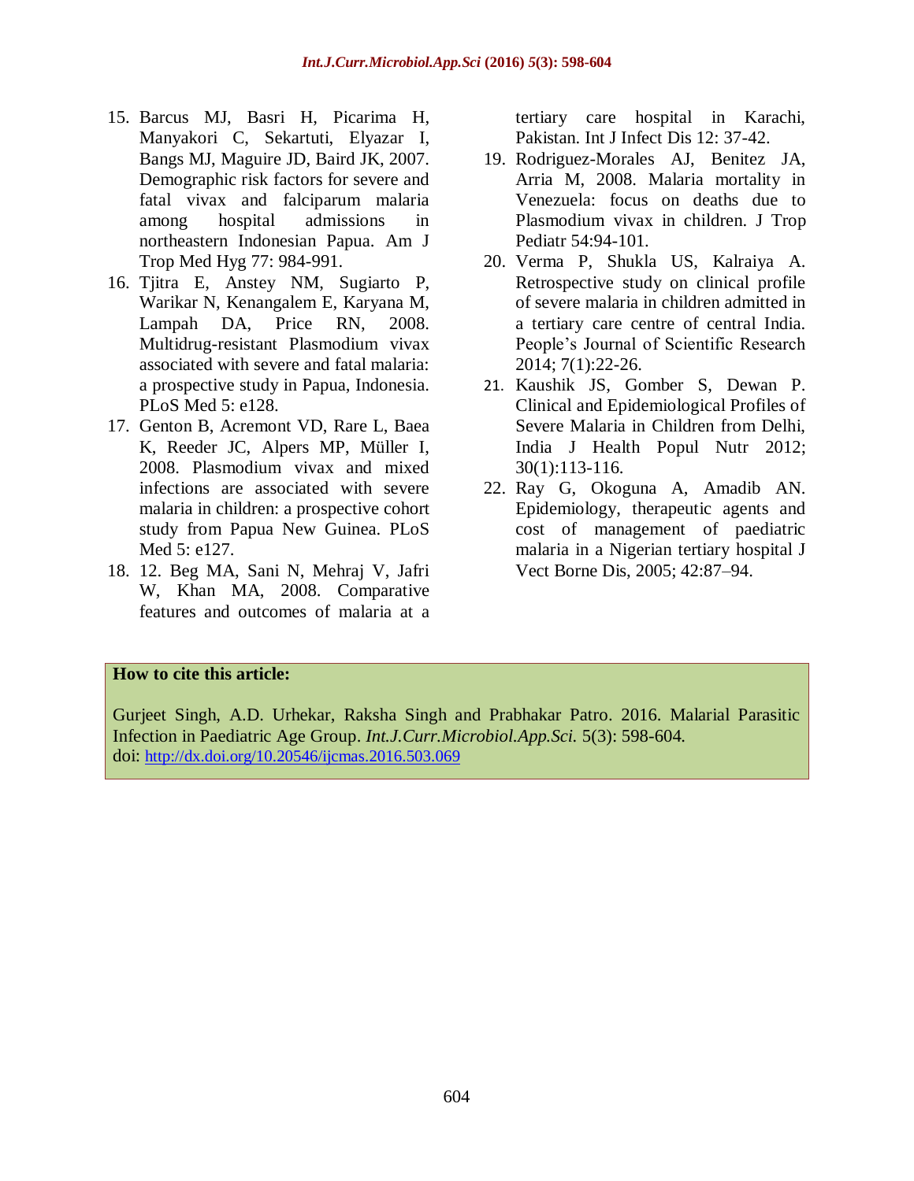15. Barcus MJ, Basri H, Picarima H, Manyakori C, Sekartuti, Elyazar I, Bangs MJ, Maguire JD, Baird JK, 2007. Demographic risk factors for severe and fatal vivax and falciparum malaria among hospital admissions in northeastern Indonesian Papua. Am J Trop Med Hyg 77: 984-991.
16. Tjitra E, Anstey NM, Sugiarto P, Warikar N, Kenangalem E, Karyana M, Lampah DA, Price RN, 2008. Multidrug-resistant Plasmodium vivax associated with severe and fatal malaria: a prospective study in Papua, Indonesia. PLoS Med 5: e128.
17. Genton B, Acremont VD, Rare L, Baea K, Reeder JC, Alpers MP, Müller I, 2008. Plasmodium vivax and mixed infections are associated with severe malaria in children: a prospective cohort study from Papua New Guinea. PLoS Med 5: e127.
18. 12. Beg MA, Sani N, Mehraj V, Jafri W, Khan MA, 2008. Comparative features and outcomes of malaria at a tertiary care hospital in Karachi, Pakistan. Int J Infect Dis 12: 37-42.
19. Rodriguez-Morales AJ, Benitez JA, Arria M, 2008. Malaria mortality in Venezuela: focus on deaths due to Plasmodium vivax in children. J Trop Pediatr 54:94-101.
20. Verma P, Shukla US, Kalraiya A. Retrospective study on clinical profile of severe malaria in children admitted in a tertiary care centre of central India. People's Journal of Scientific Research 2014; 7(1):22-26.
21. Kaushik JS, Gomber S, Dewan P. Clinical and Epidemiological Profiles of Severe Malaria in Children from Delhi, India J Health Popul Nutr 2012; 30(1):113-116.
22. Ray G, Okoguna A, Amadib AN. Epidemiology, therapeutic agents and cost of management of paediatric malaria in a Nigerian tertiary hospital J Vect Borne Dis, 2005; 42:87–94.

**How to cite this article:**

Gurjeet Singh, A.D. Urhekar, Raksha Singh and Prabhakar Patro. 2016. Malarial Parasitic Infection in Paediatric Age Group. *Int.J.Curr.Microbiol.App.Sci.* 5(3): 598-604.
doi: http://dx.doi.org/10.20546/ijcmas.2016.503.069